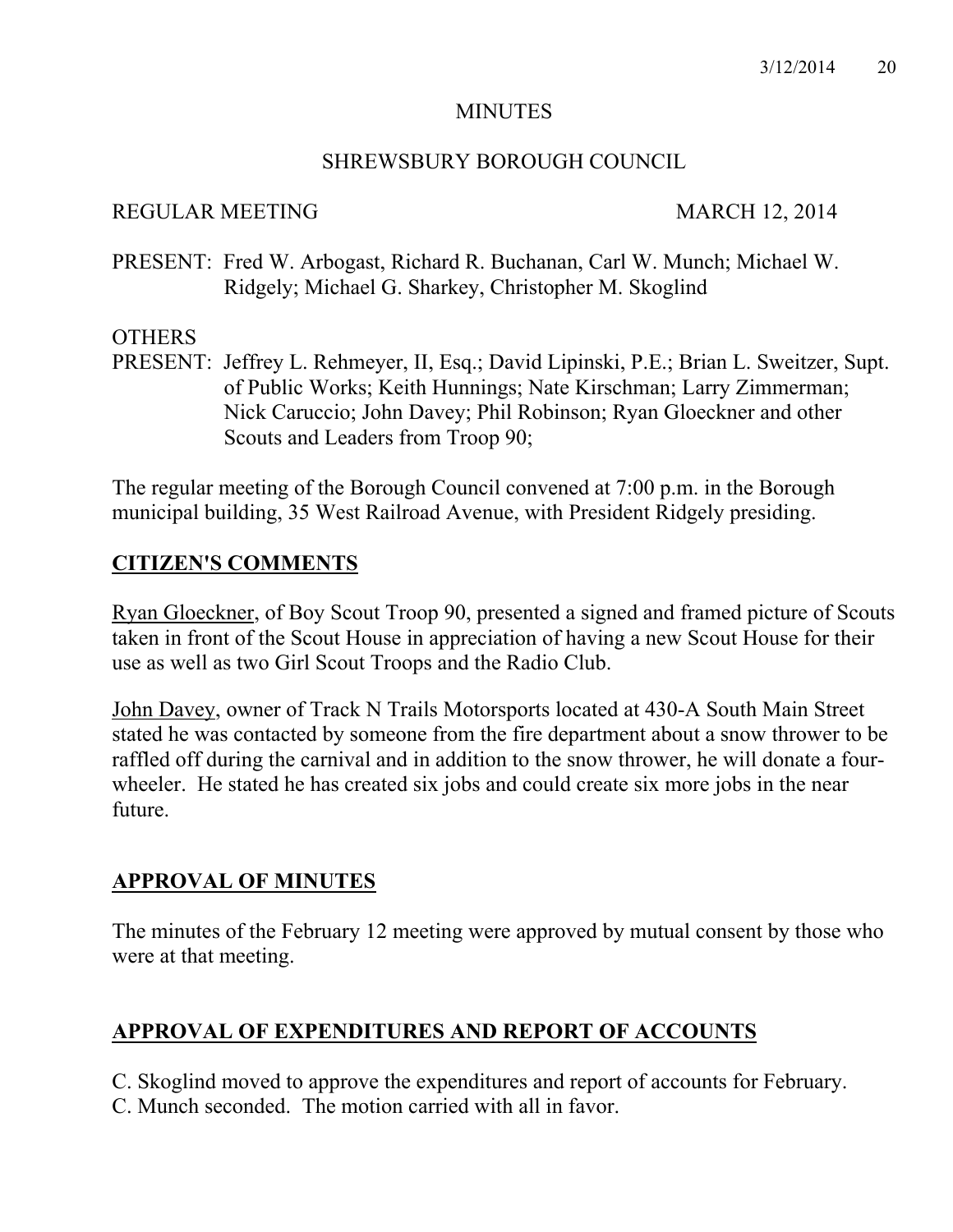# MINUTES

## SHREWSBURY BOROUGH COUNCIL

REGULAR MEETING MARCH 12, 2014

PRESENT: Fred W. Arbogast, Richard R. Buchanan, Carl W. Munch; Michael W. Ridgely; Michael G. Sharkey, Christopher M. Skoglind

OTHERS
PRESENT: Jeffrey L. Rehmeyer, II, Esq.; David Lipinski, P.E.; Brian L. Sweitzer, Supt. of Public Works; Keith Hunnings; Nate Kirschman; Larry Zimmerman; Nick Caruccio; John Davey; Phil Robinson; Ryan Gloeckner and other Scouts and Leaders from Troop 90;

The regular meeting of the Borough Council convened at 7:00 p.m. in the Borough municipal building, 35 West Railroad Avenue, with President Ridgely presiding.

## CITIZEN'S COMMENTS

Ryan Gloeckner, of Boy Scout Troop 90, presented a signed and framed picture of Scouts taken in front of the Scout House in appreciation of having a new Scout House for their use as well as two Girl Scout Troops and the Radio Club.

John Davey, owner of Track N Trails Motorsports located at 430-A South Main Street stated he was contacted by someone from the fire department about a snow thrower to be raffled off during the carnival and in addition to the snow thrower, he will donate a four-wheeler. He stated he has created six jobs and could create six more jobs in the near future.

## APPROVAL OF MINUTES

The minutes of the February 12 meeting were approved by mutual consent by those who were at that meeting.

## APPROVAL OF EXPENDITURES AND REPORT OF ACCOUNTS

C. Skoglind moved to approve the expenditures and report of accounts for February.
C. Munch seconded. The motion carried with all in favor.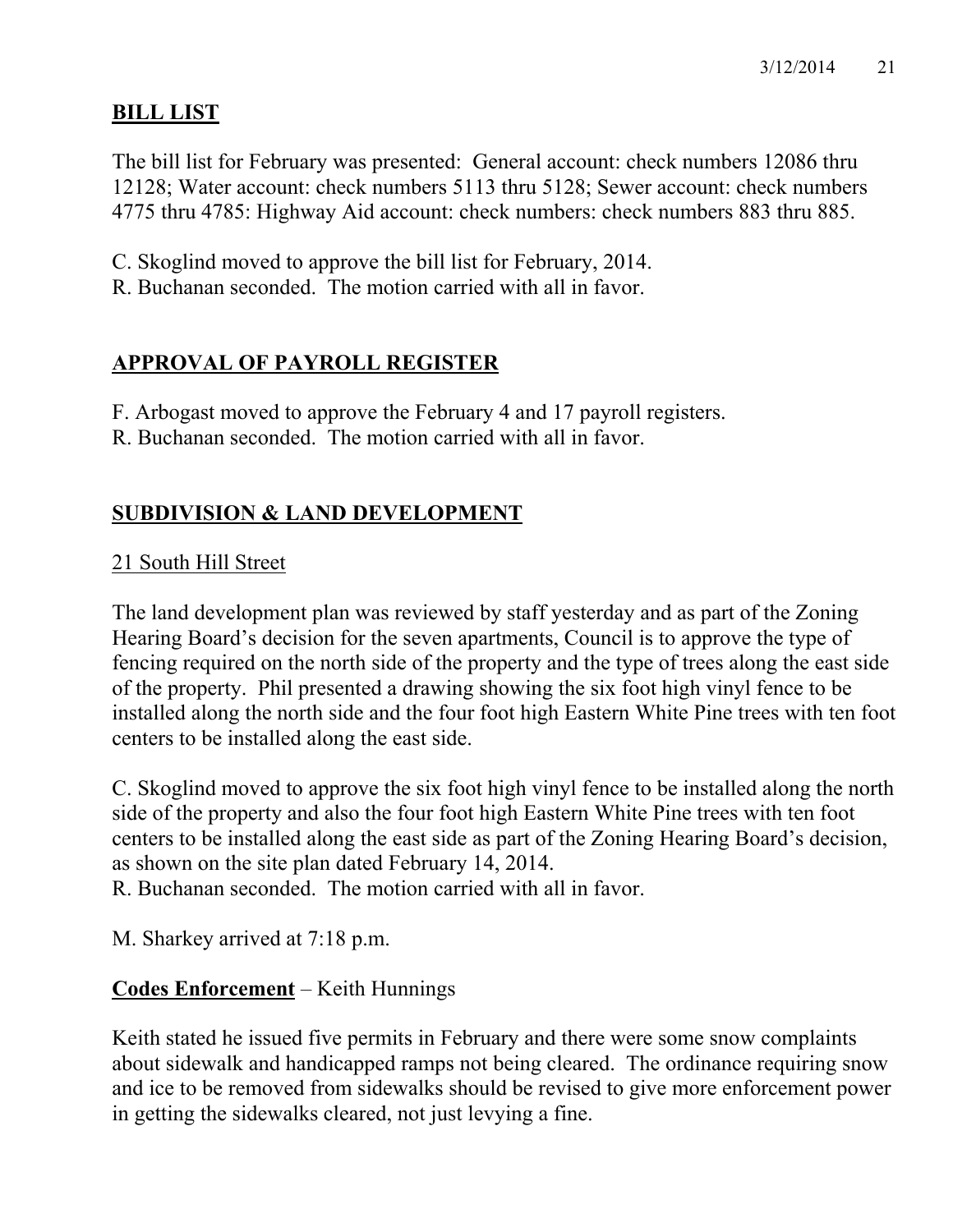## BILL LIST

The bill list for February was presented: General account: check numbers 12086 thru 12128; Water account: check numbers 5113 thru 5128; Sewer account: check numbers 4775 thru 4785: Highway Aid account: check numbers: check numbers 883 thru 885.

C. Skoglind moved to approve the bill list for February, 2014.
R. Buchanan seconded. The motion carried with all in favor.

## APPROVAL OF PAYROLL REGISTER

F. Arbogast moved to approve the February 4 and 17 payroll registers.
R. Buchanan seconded. The motion carried with all in favor.

## SUBDIVISION & LAND DEVELOPMENT

21 South Hill Street

The land development plan was reviewed by staff yesterday and as part of the Zoning Hearing Board's decision for the seven apartments, Council is to approve the type of fencing required on the north side of the property and the type of trees along the east side of the property. Phil presented a drawing showing the six foot high vinyl fence to be installed along the north side and the four foot high Eastern White Pine trees with ten foot centers to be installed along the east side.

C. Skoglind moved to approve the six foot high vinyl fence to be installed along the north side of the property and also the four foot high Eastern White Pine trees with ten foot centers to be installed along the east side as part of the Zoning Hearing Board's decision, as shown on the site plan dated February 14, 2014.
R. Buchanan seconded. The motion carried with all in favor.

M. Sharkey arrived at 7:18 p.m.

**Codes Enforcement** – Keith Hunnings

Keith stated he issued five permits in February and there were some snow complaints about sidewalk and handicapped ramps not being cleared. The ordinance requiring snow and ice to be removed from sidewalks should be revised to give more enforcement power in getting the sidewalks cleared, not just levying a fine.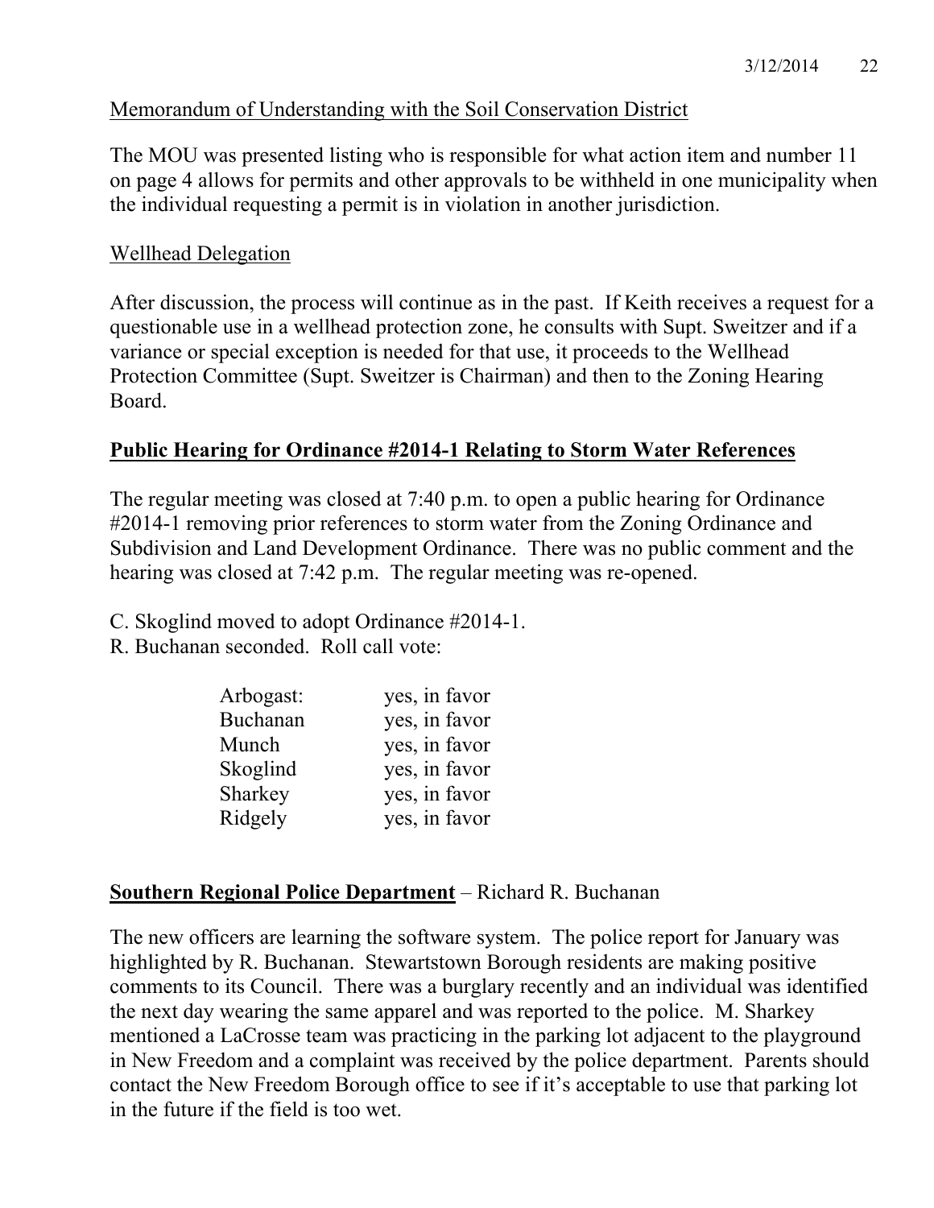Memorandum of Understanding with the Soil Conservation District

The MOU was presented listing who is responsible for what action item and number 11 on page 4 allows for permits and other approvals to be withheld in one municipality when the individual requesting a permit is in violation in another jurisdiction.

Wellhead Delegation

After discussion, the process will continue as in the past. If Keith receives a request for a questionable use in a wellhead protection zone, he consults with Supt. Sweitzer and if a variance or special exception is needed for that use, it proceeds to the Wellhead Protection Committee (Supt. Sweitzer is Chairman) and then to the Zoning Hearing Board.

**Public Hearing for Ordinance #2014-1 Relating to Storm Water References**

The regular meeting was closed at 7:40 p.m. to open a public hearing for Ordinance #2014-1 removing prior references to storm water from the Zoning Ordinance and Subdivision and Land Development Ordinance. There was no public comment and the hearing was closed at 7:42 p.m. The regular meeting was re-opened.

C. Skoglind moved to adopt Ordinance #2014-1.
R. Buchanan seconded. Roll call vote:

| | |
|---|---|
| Arbogast: | yes, in favor |
| Buchanan | yes, in favor |
| Munch | yes, in favor |
| Skoglind | yes, in favor |
| Sharkey | yes, in favor |
| Ridgely | yes, in favor |

**Southern Regional Police Department** – Richard R. Buchanan

The new officers are learning the software system. The police report for January was highlighted by R. Buchanan. Stewartstown Borough residents are making positive comments to its Council. There was a burglary recently and an individual was identified the next day wearing the same apparel and was reported to the police. M. Sharkey mentioned a LaCrosse team was practicing in the parking lot adjacent to the playground in New Freedom and a complaint was received by the police department. Parents should contact the New Freedom Borough office to see if it's acceptable to use that parking lot in the future if the field is too wet.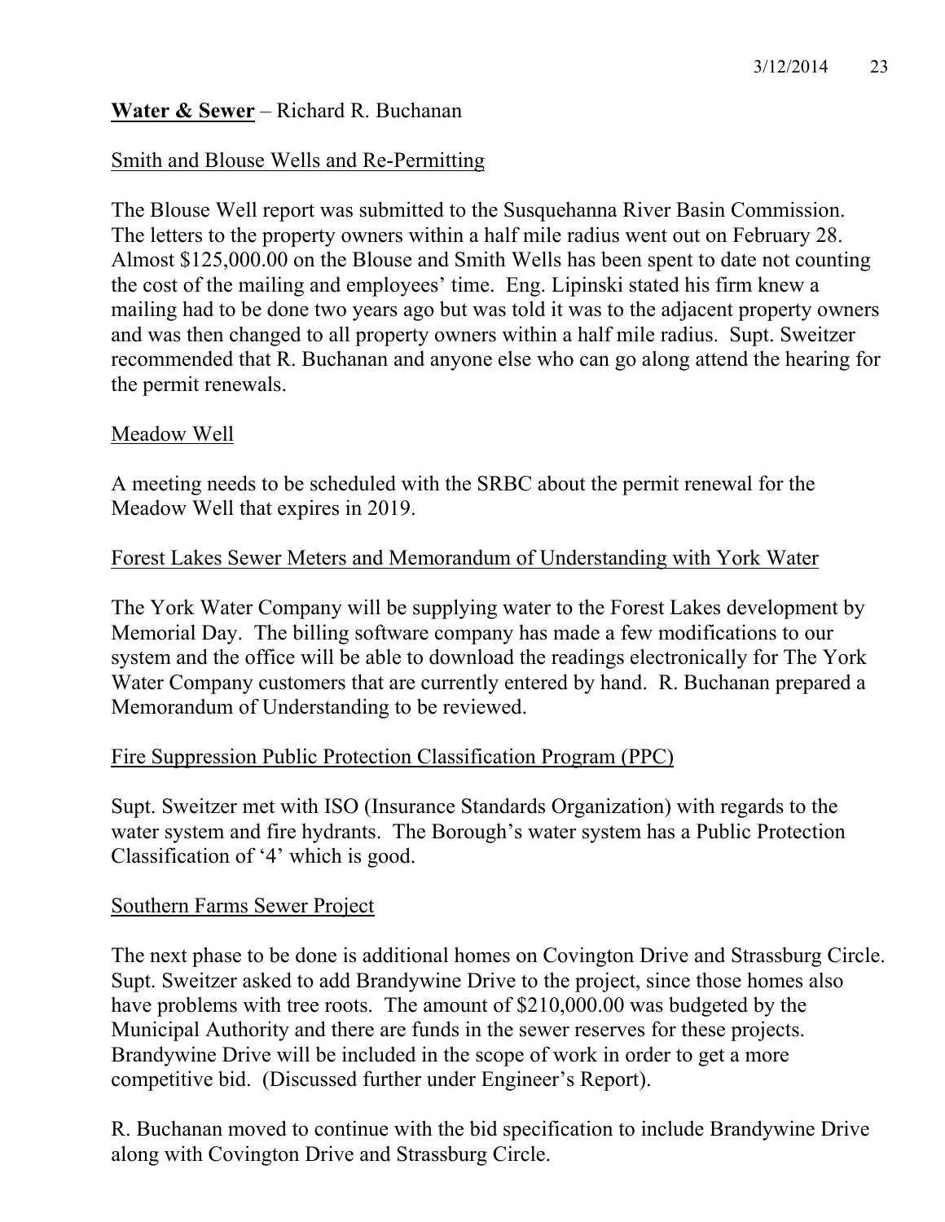**Water & Sewer** – Richard R. Buchanan

Smith and Blouse Wells and Re-Permitting

The Blouse Well report was submitted to the Susquehanna River Basin Commission. The letters to the property owners within a half mile radius went out on February 28. Almost $125,000.00 on the Blouse and Smith Wells has been spent to date not counting the cost of the mailing and employees' time. Eng. Lipinski stated his firm knew a mailing had to be done two years ago but was told it was to the adjacent property owners and was then changed to all property owners within a half mile radius. Supt. Sweitzer recommended that R. Buchanan and anyone else who can go along attend the hearing for the permit renewals.

Meadow Well

A meeting needs to be scheduled with the SRBC about the permit renewal for the Meadow Well that expires in 2019.

Forest Lakes Sewer Meters and Memorandum of Understanding with York Water

The York Water Company will be supplying water to the Forest Lakes development by Memorial Day. The billing software company has made a few modifications to our system and the office will be able to download the readings electronically for The York Water Company customers that are currently entered by hand. R. Buchanan prepared a Memorandum of Understanding to be reviewed.

Fire Suppression Public Protection Classification Program (PPC)

Supt. Sweitzer met with ISO (Insurance Standards Organization) with regards to the water system and fire hydrants. The Borough's water system has a Public Protection Classification of '4' which is good.

Southern Farms Sewer Project

The next phase to be done is additional homes on Covington Drive and Strassburg Circle. Supt. Sweitzer asked to add Brandywine Drive to the project, since those homes also have problems with tree roots. The amount of $210,000.00 was budgeted by the Municipal Authority and there are funds in the sewer reserves for these projects. Brandywine Drive will be included in the scope of work in order to get a more competitive bid. (Discussed further under Engineer's Report).

R. Buchanan moved to continue with the bid specification to include Brandywine Drive along with Covington Drive and Strassburg Circle.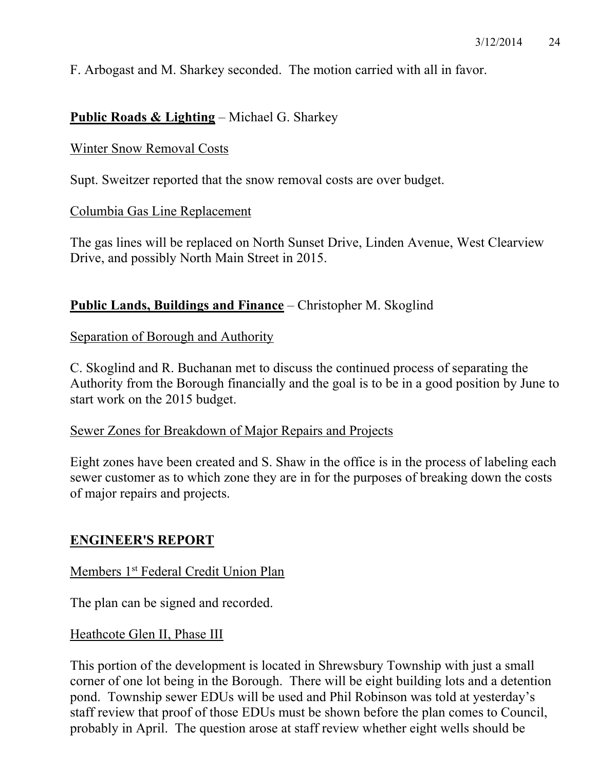F. Arbogast and M. Sharkey seconded. The motion carried with all in favor.

**Public Roads & Lighting** – Michael G. Sharkey

Winter Snow Removal Costs

Supt. Sweitzer reported that the snow removal costs are over budget.

Columbia Gas Line Replacement

The gas lines will be replaced on North Sunset Drive, Linden Avenue, West Clearview Drive, and possibly North Main Street in 2015.

**Public Lands, Buildings and Finance** – Christopher M. Skoglind

Separation of Borough and Authority

C. Skoglind and R. Buchanan met to discuss the continued process of separating the Authority from the Borough financially and the goal is to be in a good position by June to start work on the 2015 budget.

Sewer Zones for Breakdown of Major Repairs and Projects

Eight zones have been created and S. Shaw in the office is in the process of labeling each sewer customer as to which zone they are in for the purposes of breaking down the costs of major repairs and projects.

## ENGINEER'S REPORT

Members 1st Federal Credit Union Plan

The plan can be signed and recorded.

Heathcote Glen II, Phase III

This portion of the development is located in Shrewsbury Township with just a small corner of one lot being in the Borough. There will be eight building lots and a detention pond. Township sewer EDUs will be used and Phil Robinson was told at yesterday's staff review that proof of those EDUs must be shown before the plan comes to Council, probably in April. The question arose at staff review whether eight wells should be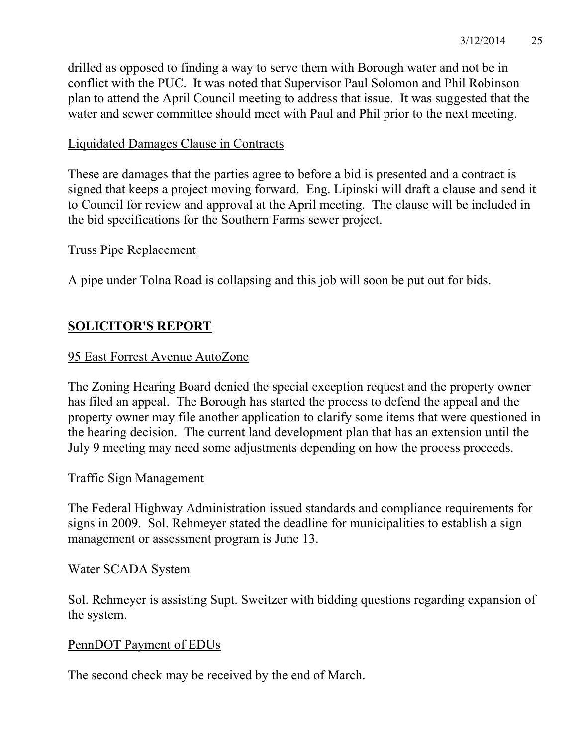drilled as opposed to finding a way to serve them with Borough water and not be in conflict with the PUC. It was noted that Supervisor Paul Solomon and Phil Robinson plan to attend the April Council meeting to address that issue. It was suggested that the water and sewer committee should meet with Paul and Phil prior to the next meeting.

Liquidated Damages Clause in Contracts

These are damages that the parties agree to before a bid is presented and a contract is signed that keeps a project moving forward. Eng. Lipinski will draft a clause and send it to Council for review and approval at the April meeting. The clause will be included in the bid specifications for the Southern Farms sewer project.

Truss Pipe Replacement

A pipe under Tolna Road is collapsing and this job will soon be put out for bids.

## SOLICITOR'S REPORT

95 East Forrest Avenue AutoZone

The Zoning Hearing Board denied the special exception request and the property owner has filed an appeal. The Borough has started the process to defend the appeal and the property owner may file another application to clarify some items that were questioned in the hearing decision. The current land development plan that has an extension until the July 9 meeting may need some adjustments depending on how the process proceeds.

Traffic Sign Management

The Federal Highway Administration issued standards and compliance requirements for signs in 2009. Sol. Rehmeyer stated the deadline for municipalities to establish a sign management or assessment program is June 13.

Water SCADA System

Sol. Rehmeyer is assisting Supt. Sweitzer with bidding questions regarding expansion of the system.

PennDOT Payment of EDUs

The second check may be received by the end of March.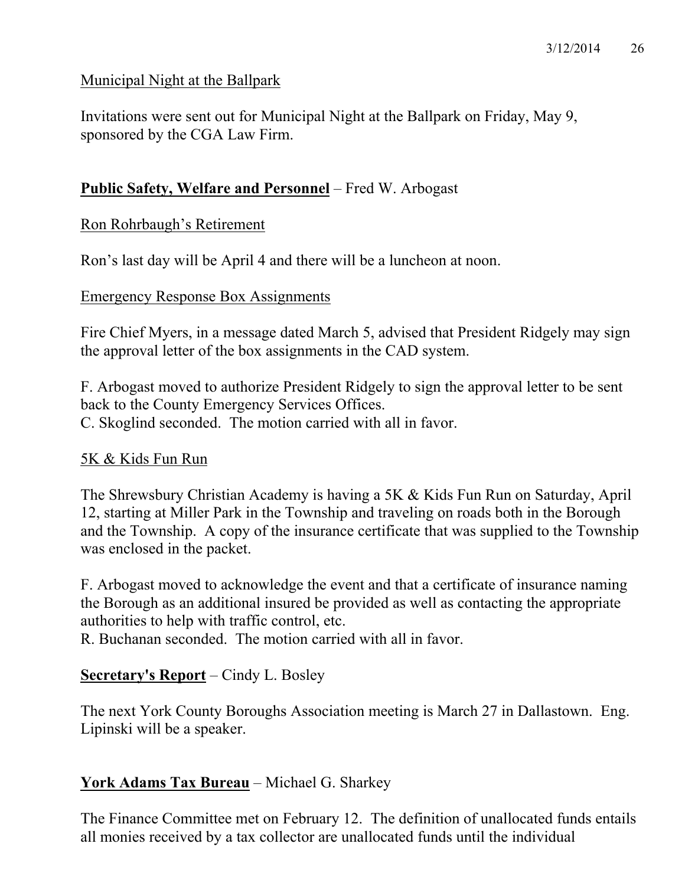Municipal Night at the Ballpark

Invitations were sent out for Municipal Night at the Ballpark on Friday, May 9, sponsored by the CGA Law Firm.

**Public Safety, Welfare and Personnel** – Fred W. Arbogast

Ron Rohrbaugh's Retirement

Ron's last day will be April 4 and there will be a luncheon at noon.

Emergency Response Box Assignments

Fire Chief Myers, in a message dated March 5, advised that President Ridgely may sign the approval letter of the box assignments in the CAD system.

F. Arbogast moved to authorize President Ridgely to sign the approval letter to be sent back to the County Emergency Services Offices.
C. Skoglind seconded. The motion carried with all in favor.

5K & Kids Fun Run

The Shrewsbury Christian Academy is having a 5K & Kids Fun Run on Saturday, April 12, starting at Miller Park in the Township and traveling on roads both in the Borough and the Township. A copy of the insurance certificate that was supplied to the Township was enclosed in the packet.

F. Arbogast moved to acknowledge the event and that a certificate of insurance naming the Borough as an additional insured be provided as well as contacting the appropriate authorities to help with traffic control, etc.
R. Buchanan seconded. The motion carried with all in favor.

**Secretary's Report** – Cindy L. Bosley

The next York County Boroughs Association meeting is March 27 in Dallastown. Eng. Lipinski will be a speaker.

**York Adams Tax Bureau** – Michael G. Sharkey

The Finance Committee met on February 12. The definition of unallocated funds entails all monies received by a tax collector are unallocated funds until the individual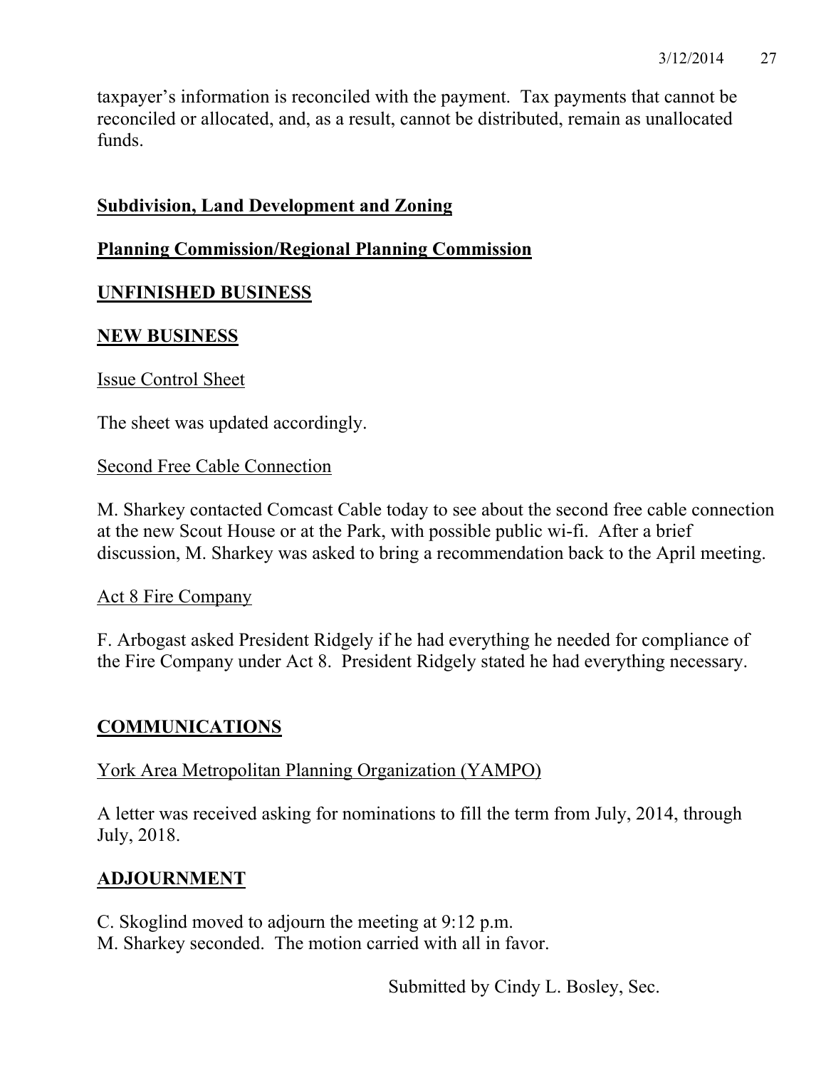taxpayer's information is reconciled with the payment. Tax payments that cannot be reconciled or allocated, and, as a result, cannot be distributed, remain as unallocated funds.

## **Subdivision, Land Development and Zoning**

## **Planning Commission/Regional Planning Commission**

## **UNFINISHED BUSINESS**

## **NEW BUSINESS**

Issue Control Sheet

The sheet was updated accordingly.

Second Free Cable Connection

M. Sharkey contacted Comcast Cable today to see about the second free cable connection at the new Scout House or at the Park, with possible public wi-fi. After a brief discussion, M. Sharkey was asked to bring a recommendation back to the April meeting.

Act 8 Fire Company

F. Arbogast asked President Ridgely if he had everything he needed for compliance of the Fire Company under Act 8. President Ridgely stated he had everything necessary.

## **COMMUNICATIONS**

York Area Metropolitan Planning Organization (YAMPO)

A letter was received asking for nominations to fill the term from July, 2014, through July, 2018.

## **ADJOURNMENT**

C. Skoglind moved to adjourn the meeting at 9:12 p.m.
M. Sharkey seconded. The motion carried with all in favor.

Submitted by Cindy L. Bosley, Sec.